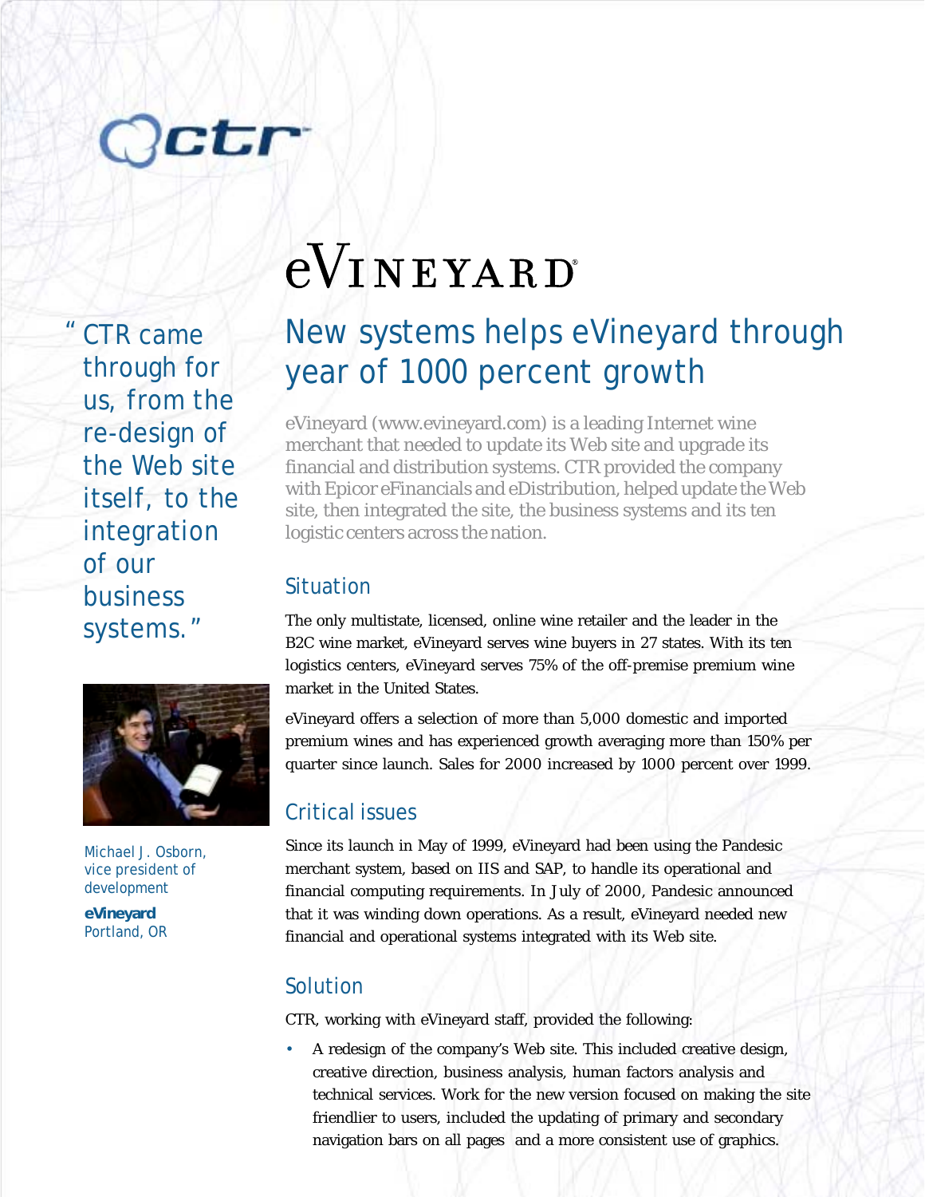# eVINEYARD

## New systems helps eVineyard through year of 1000 percent growth

eVineyard (www.evineyard.com) is a leading Internet wine merchant that needed to update its Web site and upgrade its financial and distribution systems. CTR provided the company with Epicor eFinancials and eDistribution, helped update the Web site, then integrated the site, the business systems and its ten logistic centers across the nation.

> "CTR came through for us, from the re-design of the Web site itself, to the integration of our business systems."

Michael J. Osborn, vice president of development

**eVineyard**
Portland, OR

### Situation

The only multistate, licensed, online wine retailer and the leader in the B2C wine market, eVineyard serves wine buyers in 27 states. With its ten logistics centers, eVineyard serves 75% of the off-premise premium wine market in the United States.

eVineyard offers a selection of more than 5,000 domestic and imported premium wines and has experienced growth averaging more than 150% per quarter since launch. Sales for 2000 increased by 1000 percent over 1999.

### Critical issues

Since its launch in May of 1999, eVineyard had been using the Pandesic merchant system, based on IIS and SAP, to handle its operational and financial computing requirements. In July of 2000, Pandesic announced that it was winding down operations. As a result, eVineyard needed new financial and operational systems integrated with its Web site.

### Solution

CTR, working with eVineyard staff, provided the following:

- A redesign of the company's Web site. This included creative design, creative direction, business analysis, human factors analysis and technical services. Work for the new version focused on making the site friendlier to users, included the updating of primary and secondary navigation bars on all pages and a more consistent use of graphics.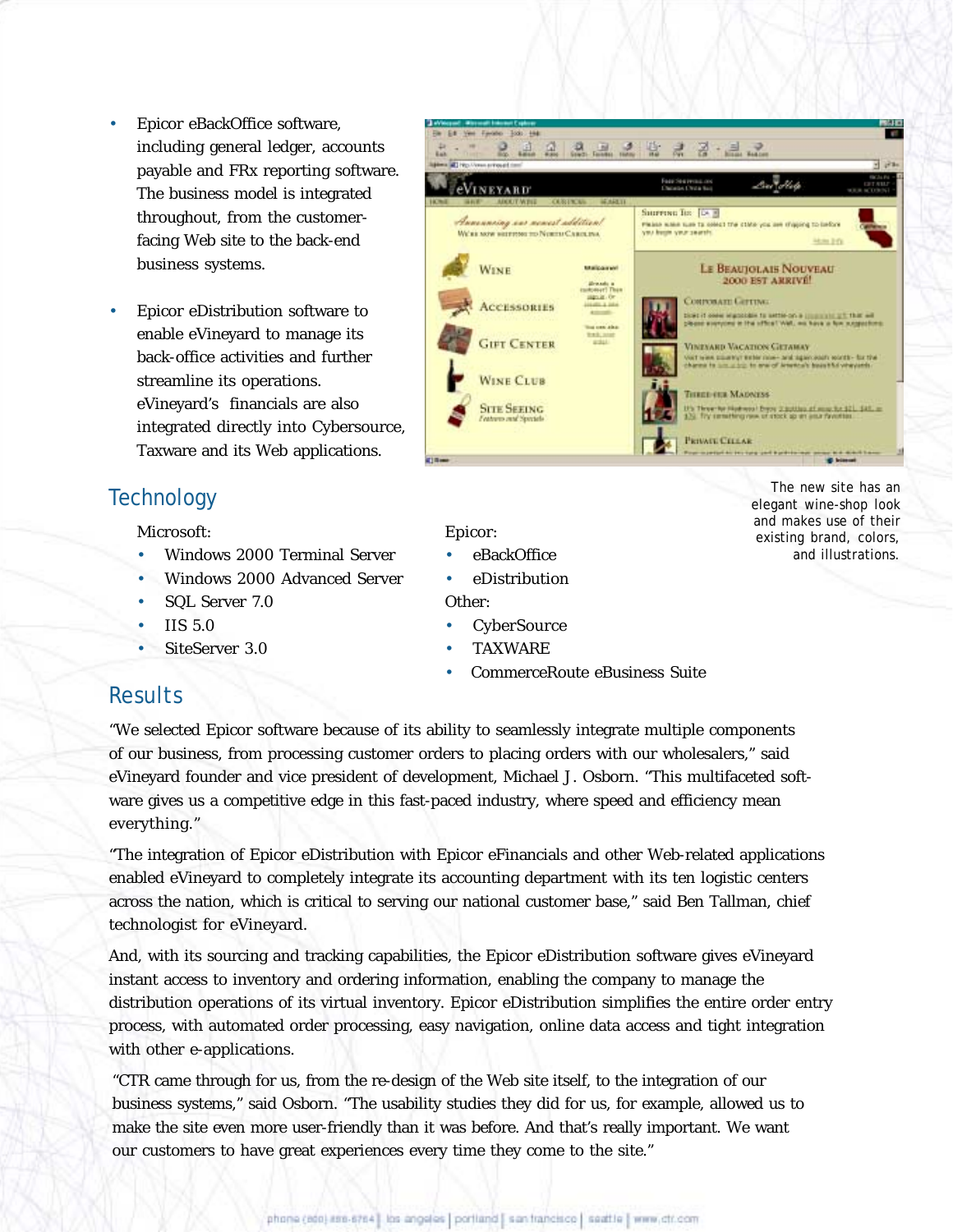- Epicor eBackOffice software, including general ledger, accounts payable and FRx reporting software. The business model is integrated throughout, from the customer-facing Web site to the back-end business systems.
- Epicor eDistribution software to enable eVineyard to manage its back-office activities and further streamline its operations. eVineyard's financials are also integrated directly into Cybersource, Taxware and its Web applications.

The new site has an elegant wine-shop look and makes use of their existing brand, colors, and illustrations.

## Technology

Microsoft:

- Windows 2000 Terminal Server
- Windows 2000 Advanced Server
- SQL Server 7.0
- IIS 5.0
- SiteServer 3.0

Epicor:

- eBackOffice
- eDistribution

Other:

- CyberSource
- TAXWARE
- CommerceRoute eBusiness Suite

## Results

"We selected Epicor software because of its ability to seamlessly integrate multiple components of our business, from processing customer orders to placing orders with our wholesalers," said eVineyard founder and vice president of development, Michael J. Osborn. "This multifaceted software gives us a competitive edge in this fast-paced industry, where speed and efficiency mean everything."

"The integration of Epicor eDistribution with Epicor eFinancials and other Web-related applications enabled eVineyard to completely integrate its accounting department with its ten logistic centers across the nation, which is critical to serving our national customer base," said Ben Tallman, chief technologist for eVineyard.

And, with its sourcing and tracking capabilities, the Epicor eDistribution software gives eVineyard instant access to inventory and ordering information, enabling the company to manage the distribution operations of its virtual inventory. Epicor eDistribution simplifies the entire order entry process, with automated order processing, easy navigation, online data access and tight integration with other e-applications.

"CTR came through for us, from the re-design of the Web site itself, to the integration of our business systems," said Osborn. "The usability studies they did for us, for example, allowed us to make the site even more user-friendly than it was before. And that's really important. We want our customers to have great experiences every time they come to the site."